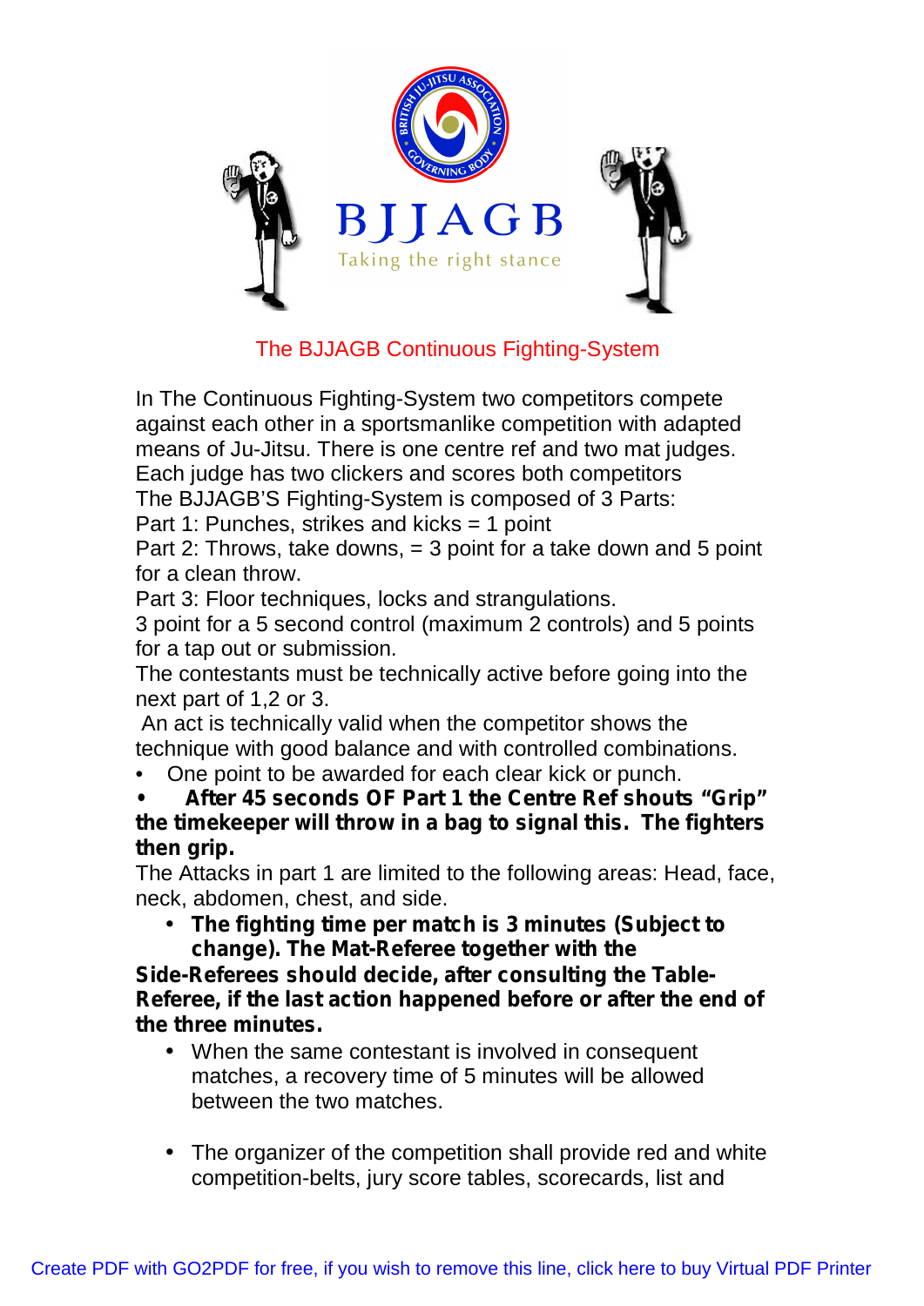BJJAGB

Taking the right stance

## The BJJAGB Continuous Fighting-System

In The Continuous Fighting-System two competitors compete against each other in a sportsmanlike competition with adapted means of Ju-Jitsu. There is one centre ref and two mat judges. Each judge has two clickers and scores both competitors

The BJJAGB'S Fighting-System is composed of 3 Parts:

Part 1: Punches, strikes and kicks = 1 point

Part 2: Throws, take downs, = 3 point for a take down and 5 point for a clean throw.

Part 3: Floor techniques, locks and strangulations.

3 point for a 5 second control (maximum 2 controls) and 5 points for a tap out or submission.

The contestants must be technically active before going into the next part of 1,2 or 3.

An act is technically valid when the competitor shows the technique with good balance and with controlled combinations.

- One point to be awarded for each clear kick or punch.
- **After 45 seconds OF Part 1 the Centre Ref shouts "Grip" the timekeeper will throw in a bag to signal this. The fighters then grip.**

The Attacks in part 1 are limited to the following areas: Head, face, neck, abdomen, chest, and side.

- **The fighting time per match is 3 minutes (Subject to change). The Mat-Referee together with the Side-Referees should decide, after consulting the Table-Referee, if the last action happened before or after the end of the three minutes.**
- When the same contestant is involved in consequent matches, a recovery time of 5 minutes will be allowed between the two matches.

- The organizer of the competition shall provide red and white competition-belts, jury score tables, scorecards, list and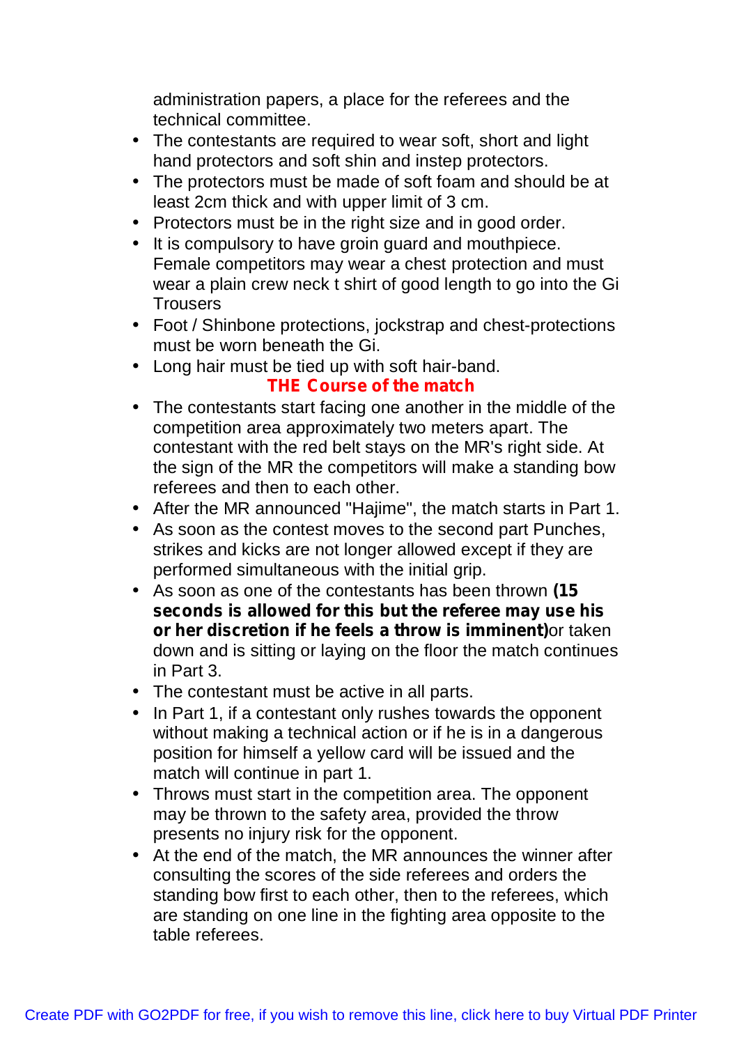administration papers, a place for the referees and the technical committee.

- The contestants are required to wear soft, short and light hand protectors and soft shin and instep protectors.
- The protectors must be made of soft foam and should be at least 2cm thick and with upper limit of 3 cm.
- Protectors must be in the right size and in good order.
- It is compulsory to have groin guard and mouthpiece. Female competitors may wear a chest protection and must wear a plain crew neck t shirt of good length to go into the Gi Trousers
- Foot / Shinbone protections, jockstrap and chest-protections must be worn beneath the Gi.
- Long hair must be tied up with soft hair-band.

## THE Course of the match

- The contestants start facing one another in the middle of the competition area approximately two meters apart. The contestant with the red belt stays on the MR's right side. At the sign of the MR the competitors will make a standing bow referees and then to each other.
- After the MR announced "Hajime", the match starts in Part 1.
- As soon as the contest moves to the second part Punches, strikes and kicks are not longer allowed except if they are performed simultaneous with the initial grip.
- As soon as one of the contestants has been thrown **(15 seconds is allowed for this but the referee may use his or her discretion if he feels a throw is imminent)**or taken down and is sitting or laying on the floor the match continues in Part 3.
- The contestant must be active in all parts.
- In Part 1, if a contestant only rushes towards the opponent without making a technical action or if he is in a dangerous position for himself a yellow card will be issued and the match will continue in part 1.
- Throws must start in the competition area. The opponent may be thrown to the safety area, provided the throw presents no injury risk for the opponent.
- At the end of the match, the MR announces the winner after consulting the scores of the side referees and orders the standing bow first to each other, then to the referees, which are standing on one line in the fighting area opposite to the table referees.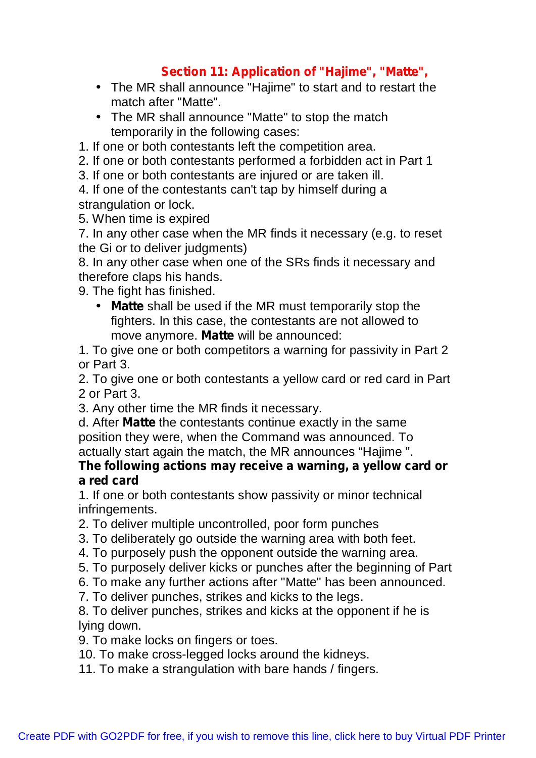## Section 11: Application of "Hajime", "Matte",

- The MR shall announce "Hajime" to start and to restart the match after "Matte".
- The MR shall announce "Matte" to stop the match temporarily in the following cases:

1. If one or both contestants left the competition area.
2. If one or both contestants performed a forbidden act in Part 1
3. If one or both contestants are injured or are taken ill.
4. If one of the contestants can't tap by himself during a strangulation or lock.
5. When time is expired
7. In any other case when the MR finds it necessary (e.g. to reset the Gi or to deliver judgments)
8. In any other case when one of the SRs finds it necessary and therefore claps his hands.
9. The fight has finished.

- **Matte** shall be used if the MR must temporarily stop the fighters. In this case, the contestants are not allowed to move anymore. **Matte** will be announced:

1. To give one or both competitors a warning for passivity in Part 2 or Part 3.
2. To give one or both contestants a yellow card or red card in Part 2 or Part 3.
3. Any other time the MR finds it necessary.

d. After **Matte** the contestants continue exactly in the same position they were, when the Command was announced. To actually start again the match, the MR announces “Hajime ".

**The following actions may receive a warning, a yellow card or a red card**

1. If one or both contestants show passivity or minor technical infringements.
2. To deliver multiple uncontrolled, poor form punches
3. To deliberately go outside the warning area with both feet.
4. To purposely push the opponent outside the warning area.
5. To purposely deliver kicks or punches after the beginning of Part
6. To make any further actions after "Matte" has been announced.
7. To deliver punches, strikes and kicks to the legs.
8. To deliver punches, strikes and kicks at the opponent if he is lying down.
9. To make locks on fingers or toes.
10. To make cross-legged locks around the kidneys.
11. To make a strangulation with bare hands / fingers.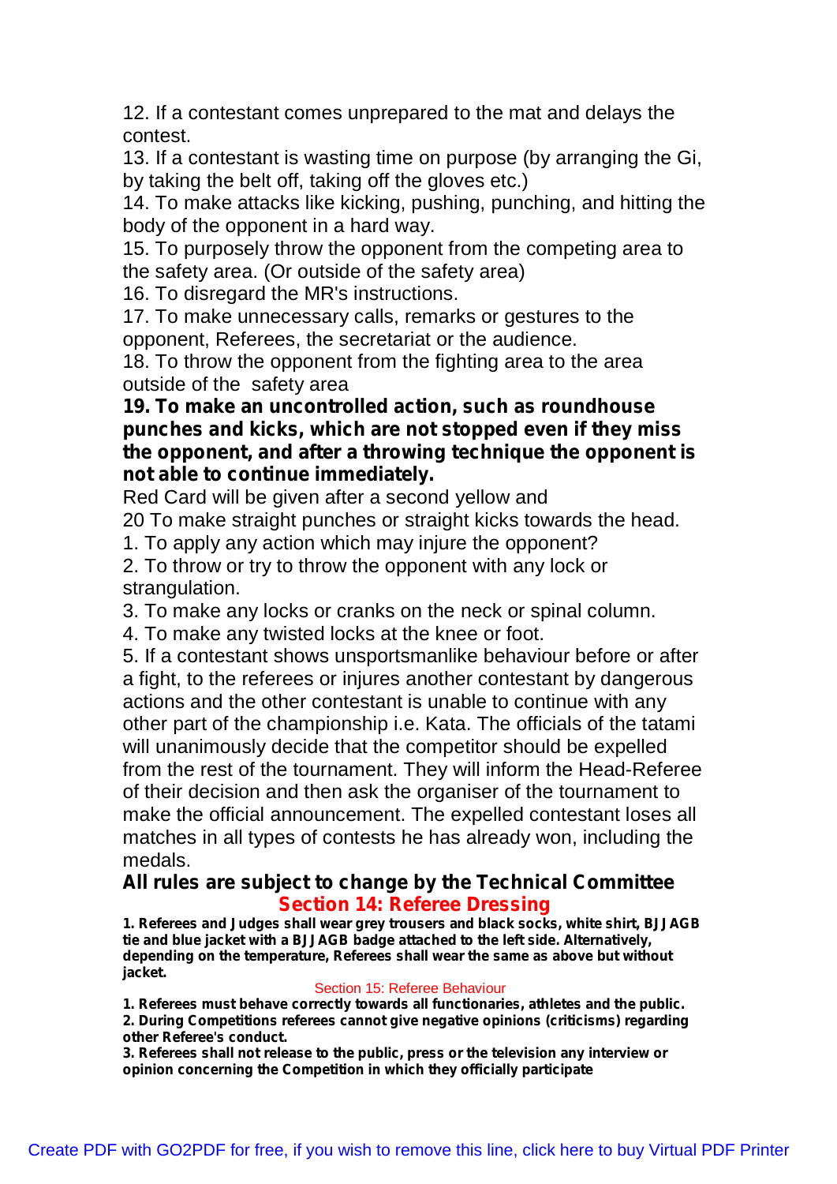12. If a contestant comes unprepared to the mat and delays the contest.
13. If a contestant is wasting time on purpose (by arranging the Gi, by taking the belt off, taking off the gloves etc.)
14. To make attacks like kicking, pushing, punching, and hitting the body of the opponent in a hard way.
15. To purposely throw the opponent from the competing area to the safety area. (Or outside of the safety area)
16. To disregard the MR's instructions.
17. To make unnecessary calls, remarks or gestures to the opponent, Referees, the secretariat or the audience.
18. To throw the opponent from the fighting area to the area outside of the  safety area
**19. To make an uncontrolled action, such as roundhouse punches and kicks, which are not stopped even if they miss the opponent, and after a throwing technique the opponent is not able to continue immediately.**
Red Card will be given after a second yellow and
20 To make straight punches or straight kicks towards the head.
1. To apply any action which may injure the opponent?
2. To throw or try to throw the opponent with any lock or strangulation.
3. To make any locks or cranks on the neck or spinal column.
4. To make any twisted locks at the knee or foot.
5. If a contestant shows unsportsmanlike behaviour before or after a fight, to the referees or injures another contestant by dangerous actions and the other contestant is unable to continue with any other part of the championship i.e. Kata. The officials of the tatami will unanimously decide that the competitor should be expelled from the rest of the tournament. They will inform the Head-Referee of their decision and then ask the organiser of the tournament to make the official announcement. The expelled contestant loses all matches in all types of contests he has already won, including the medals.

**All rules are subject to change by the Technical Committee**

## Section 14: Referee Dressing

**1. Referees and Judges shall wear grey trousers and black socks, white shirt, BJJAGB tie and blue jacket with a BJJAGB badge attached to the left side. Alternatively, depending on the temperature, Referees shall wear the same as above but without jacket.**

### Section 15: Referee Behaviour

**1. Referees must behave correctly towards all functionaries, athletes and the public.**
**2. During Competitions referees cannot give negative opinions (criticisms) regarding other Referee's conduct.**
**3. Referees shall not release to the public, press or the television any interview or opinion concerning the Competition in which they officially participate**